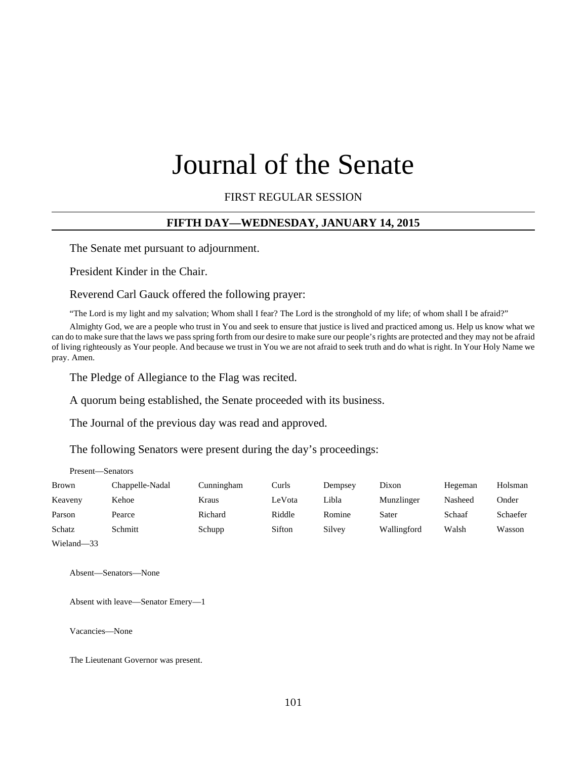# Journal of the Senate

FIRST REGULAR SESSION

## FIFTH DAY—WEDNESDAY, JANUARY 14, 2015

The Senate met pursuant to adjournment.

President Kinder in the Chair.

Reverend Carl Gauck offered the following prayer:

"The Lord is my light and my salvation; Whom shall I fear? The Lord is the stronghold of my life; of whom shall I be afraid?"

Almighty God, we are a people who trust in You and seek to ensure that justice is lived and practiced among us. Help us know what we can do to make sure that the laws we pass spring forth from our desire to make sure our people's rights are protected and they may not be afraid of living righteously as Your people. And because we trust in You we are not afraid to seek truth and do what is right. In Your Holy Name we pray. Amen.

The Pledge of Allegiance to the Flag was recited.

A quorum being established, the Senate proceeded with its business.

The Journal of the previous day was read and approved.

The following Senators were present during the day's proceedings:

Present—Senators

| | | | | | | | |
|---|---|---|---|---|---|---|---|
| Brown | Chappelle-Nadal | Cunningham | Curls | Dempsey | Dixon | Hegeman | Holsman |
| Keaveny | Kehoe | Kraus | LeVota | Libla | Munzlinger | Nasheed | Onder |
| Parson | Pearce | Richard | Riddle | Romine | Sater | Schaaf | Schaefer |
| Schatz | Schmitt | Schupp | Sifton | Silvey | Wallingford | Walsh | Wasson |
| Wieland—33 | | | | | | | |

Absent—Senators—None

Absent with leave—Senator Emery—1

Vacancies—None

The Lieutenant Governor was present.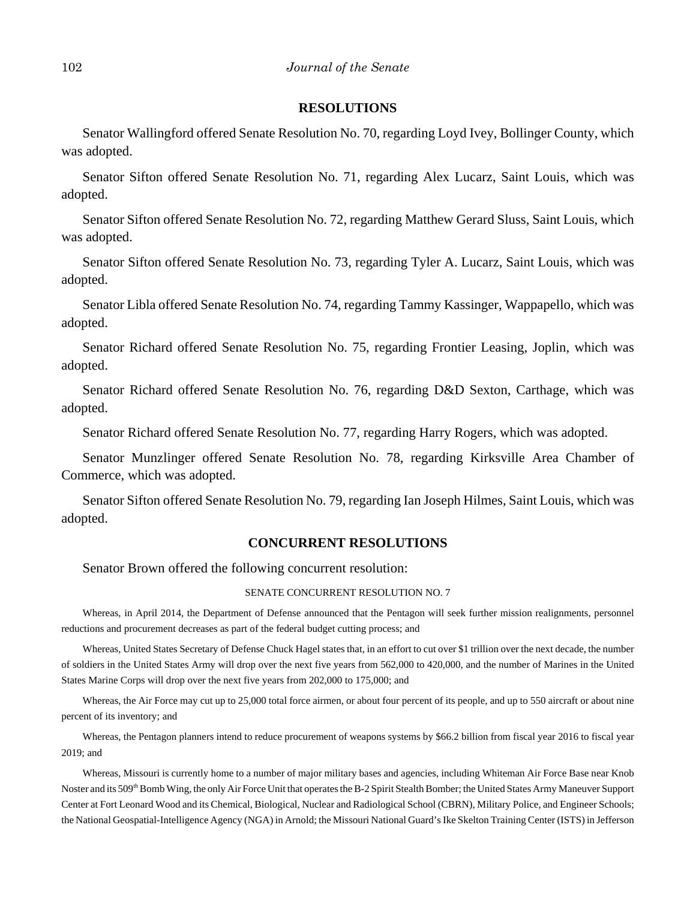## RESOLUTIONS

Senator Wallingford offered Senate Resolution No. 70, regarding Loyd Ivey, Bollinger County, which was adopted.

Senator Sifton offered Senate Resolution No. 71, regarding Alex Lucarz, Saint Louis, which was adopted.

Senator Sifton offered Senate Resolution No. 72, regarding Matthew Gerard Sluss, Saint Louis, which was adopted.

Senator Sifton offered Senate Resolution No. 73, regarding Tyler A. Lucarz, Saint Louis, which was adopted.

Senator Libla offered Senate Resolution No. 74, regarding Tammy Kassinger, Wappapello, which was adopted.

Senator Richard offered Senate Resolution No. 75, regarding Frontier Leasing, Joplin, which was adopted.

Senator Richard offered Senate Resolution No. 76, regarding D&D Sexton, Carthage, which was adopted.

Senator Richard offered Senate Resolution No. 77, regarding Harry Rogers, which was adopted.

Senator Munzlinger offered Senate Resolution No. 78, regarding Kirksville Area Chamber of Commerce, which was adopted.

Senator Sifton offered Senate Resolution No. 79, regarding Ian Joseph Hilmes, Saint Louis, which was adopted.

## CONCURRENT RESOLUTIONS

Senator Brown offered the following concurrent resolution:

SENATE CONCURRENT RESOLUTION NO. 7

Whereas, in April 2014, the Department of Defense announced that the Pentagon will seek further mission realignments, personnel reductions and procurement decreases as part of the federal budget cutting process; and

Whereas, United States Secretary of Defense Chuck Hagel states that, in an effort to cut over $1 trillion over the next decade, the number of soldiers in the United States Army will drop over the next five years from 562,000 to 420,000, and the number of Marines in the United States Marine Corps will drop over the next five years from 202,000 to 175,000; and

Whereas, the Air Force may cut up to 25,000 total force airmen, or about four percent of its people, and up to 550 aircraft or about nine percent of its inventory; and

Whereas, the Pentagon planners intend to reduce procurement of weapons systems by $66.2 billion from fiscal year 2016 to fiscal year 2019; and

Whereas, Missouri is currently home to a number of major military bases and agencies, including Whiteman Air Force Base near Knob Noster and its 509th Bomb Wing, the only Air Force Unit that operates the B-2 Spirit Stealth Bomber; the United States Army Maneuver Support Center at Fort Leonard Wood and its Chemical, Biological, Nuclear and Radiological School (CBRN), Military Police, and Engineer Schools; the National Geospatial-Intelligence Agency (NGA) in Arnold; the Missouri National Guard's Ike Skelton Training Center (ISTS) in Jefferson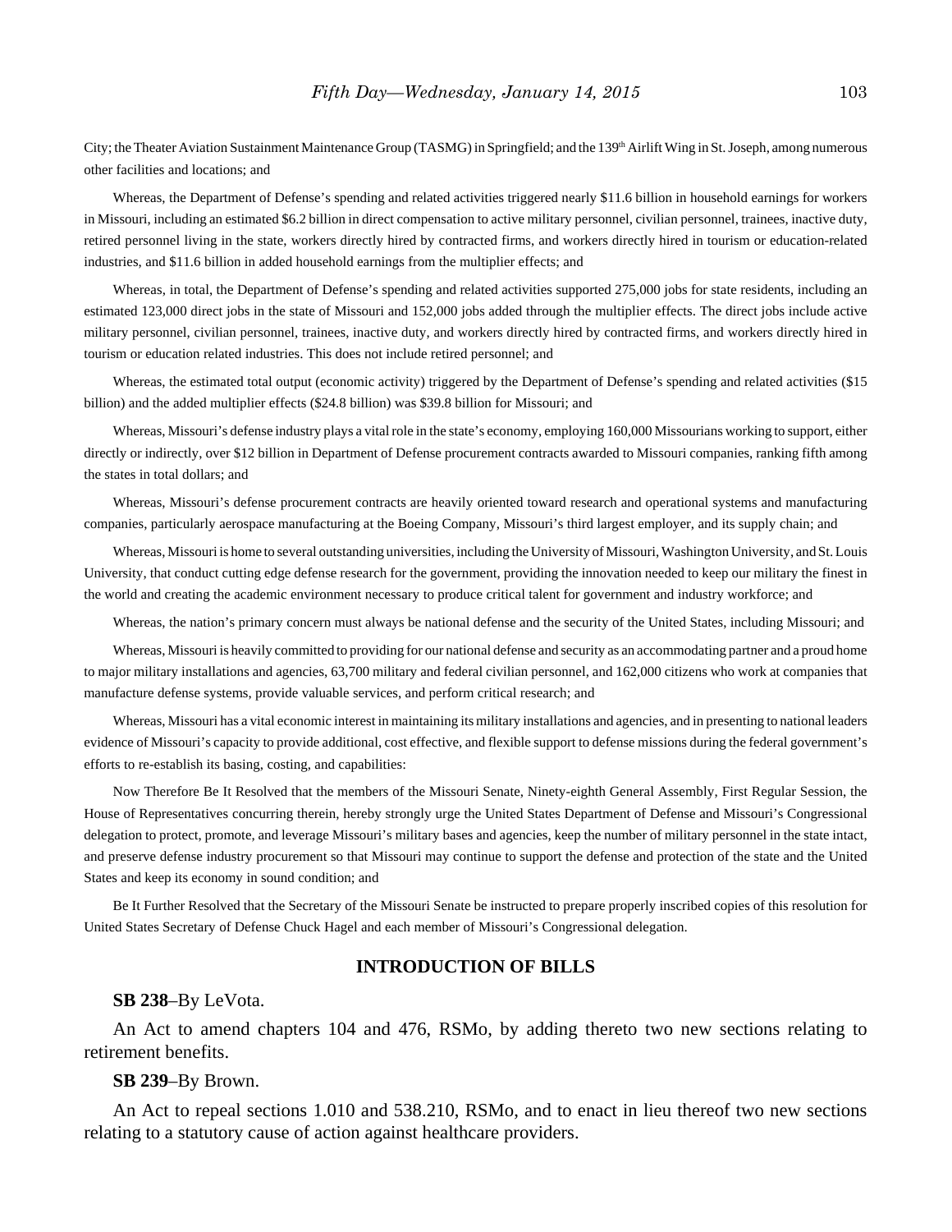City; the Theater Aviation Sustainment Maintenance Group (TASMG) in Springfield; and the 139th Airlift Wing in St. Joseph, among numerous other facilities and locations; and

Whereas, the Department of Defense's spending and related activities triggered nearly $11.6 billion in household earnings for workers in Missouri, including an estimated $6.2 billion in direct compensation to active military personnel, civilian personnel, trainees, inactive duty, retired personnel living in the state, workers directly hired by contracted firms, and workers directly hired in tourism or education-related industries, and $11.6 billion in added household earnings from the multiplier effects; and

Whereas, in total, the Department of Defense's spending and related activities supported 275,000 jobs for state residents, including an estimated 123,000 direct jobs in the state of Missouri and 152,000 jobs added through the multiplier effects. The direct jobs include active military personnel, civilian personnel, trainees, inactive duty, and workers directly hired by contracted firms, and workers directly hired in tourism or education related industries. This does not include retired personnel; and

Whereas, the estimated total output (economic activity) triggered by the Department of Defense's spending and related activities ($15 billion) and the added multiplier effects ($24.8 billion) was $39.8 billion for Missouri; and

Whereas, Missouri's defense industry plays a vital role in the state's economy, employing 160,000 Missourians working to support, either directly or indirectly, over $12 billion in Department of Defense procurement contracts awarded to Missouri companies, ranking fifth among the states in total dollars; and

Whereas, Missouri's defense procurement contracts are heavily oriented toward research and operational systems and manufacturing companies, particularly aerospace manufacturing at the Boeing Company, Missouri's third largest employer, and its supply chain; and

Whereas, Missouri is home to several outstanding universities, including the University of Missouri, Washington University, and St. Louis University, that conduct cutting edge defense research for the government, providing the innovation needed to keep our military the finest in the world and creating the academic environment necessary to produce critical talent for government and industry workforce; and

Whereas, the nation's primary concern must always be national defense and the security of the United States, including Missouri; and

Whereas, Missouri is heavily committed to providing for our national defense and security as an accommodating partner and a proud home to major military installations and agencies, 63,700 military and federal civilian personnel, and 162,000 citizens who work at companies that manufacture defense systems, provide valuable services, and perform critical research; and

Whereas, Missouri has a vital economic interest in maintaining its military installations and agencies, and in presenting to national leaders evidence of Missouri's capacity to provide additional, cost effective, and flexible support to defense missions during the federal government's efforts to re-establish its basing, costing, and capabilities:

Now Therefore Be It Resolved that the members of the Missouri Senate, Ninety-eighth General Assembly, First Regular Session, the House of Representatives concurring therein, hereby strongly urge the United States Department of Defense and Missouri's Congressional delegation to protect, promote, and leverage Missouri's military bases and agencies, keep the number of military personnel in the state intact, and preserve defense industry procurement so that Missouri may continue to support the defense and protection of the state and the United States and keep its economy in sound condition; and

Be It Further Resolved that the Secretary of the Missouri Senate be instructed to prepare properly inscribed copies of this resolution for United States Secretary of Defense Chuck Hagel and each member of Missouri's Congressional delegation.

## INTRODUCTION OF BILLS

**SB 238**–By LeVota.

An Act to amend chapters 104 and 476, RSMo, by adding thereto two new sections relating to retirement benefits.

**SB 239**–By Brown.

An Act to repeal sections 1.010 and 538.210, RSMo, and to enact in lieu thereof two new sections relating to a statutory cause of action against healthcare providers.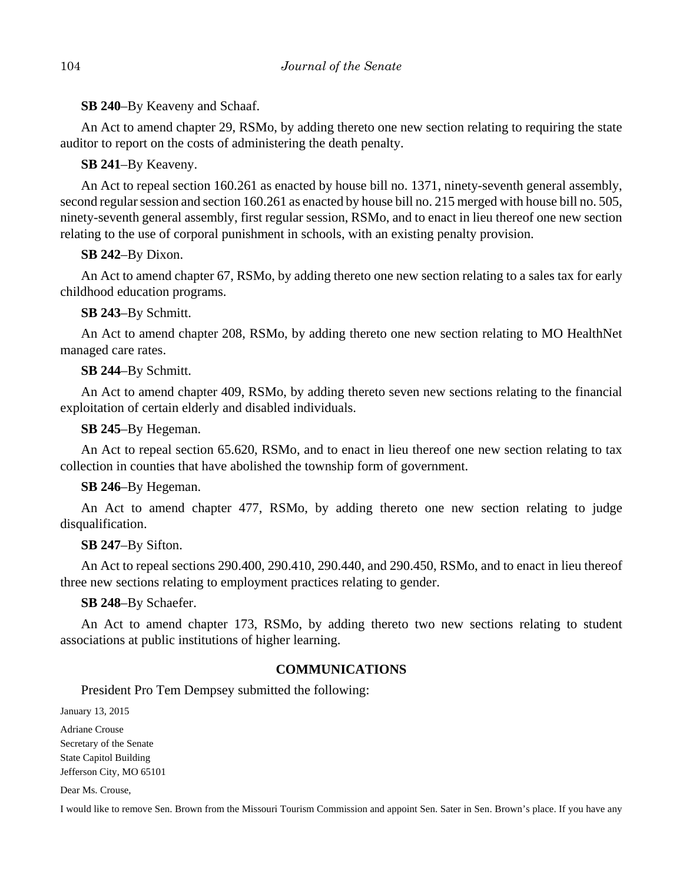**SB 240**–By Keaveny and Schaaf.

An Act to amend chapter 29, RSMo, by adding thereto one new section relating to requiring the state auditor to report on the costs of administering the death penalty.

**SB 241**–By Keaveny.

An Act to repeal section 160.261 as enacted by house bill no. 1371, ninety-seventh general assembly, second regular session and section 160.261 as enacted by house bill no. 215 merged with house bill no. 505, ninety-seventh general assembly, first regular session, RSMo, and to enact in lieu thereof one new section relating to the use of corporal punishment in schools, with an existing penalty provision.

**SB 242**–By Dixon.

An Act to amend chapter 67, RSMo, by adding thereto one new section relating to a sales tax for early childhood education programs.

**SB 243**–By Schmitt.

An Act to amend chapter 208, RSMo, by adding thereto one new section relating to MO HealthNet managed care rates.

**SB 244**–By Schmitt.

An Act to amend chapter 409, RSMo, by adding thereto seven new sections relating to the financial exploitation of certain elderly and disabled individuals.

**SB 245**–By Hegeman.

An Act to repeal section 65.620, RSMo, and to enact in lieu thereof one new section relating to tax collection in counties that have abolished the township form of government.

**SB 246**–By Hegeman.

An Act to amend chapter 477, RSMo, by adding thereto one new section relating to judge disqualification.

**SB 247**–By Sifton.

An Act to repeal sections 290.400, 290.410, 290.440, and 290.450, RSMo, and to enact in lieu thereof three new sections relating to employment practices relating to gender.

**SB 248**–By Schaefer.

An Act to amend chapter 173, RSMo, by adding thereto two new sections relating to student associations at public institutions of higher learning.

## COMMUNICATIONS

President Pro Tem Dempsey submitted the following:

January 13, 2015

Adriane Crouse
Secretary of the Senate
State Capitol Building
Jefferson City, MO 65101

Dear Ms. Crouse,

I would like to remove Sen. Brown from the Missouri Tourism Commission and appoint Sen. Sater in Sen. Brown's place. If you have any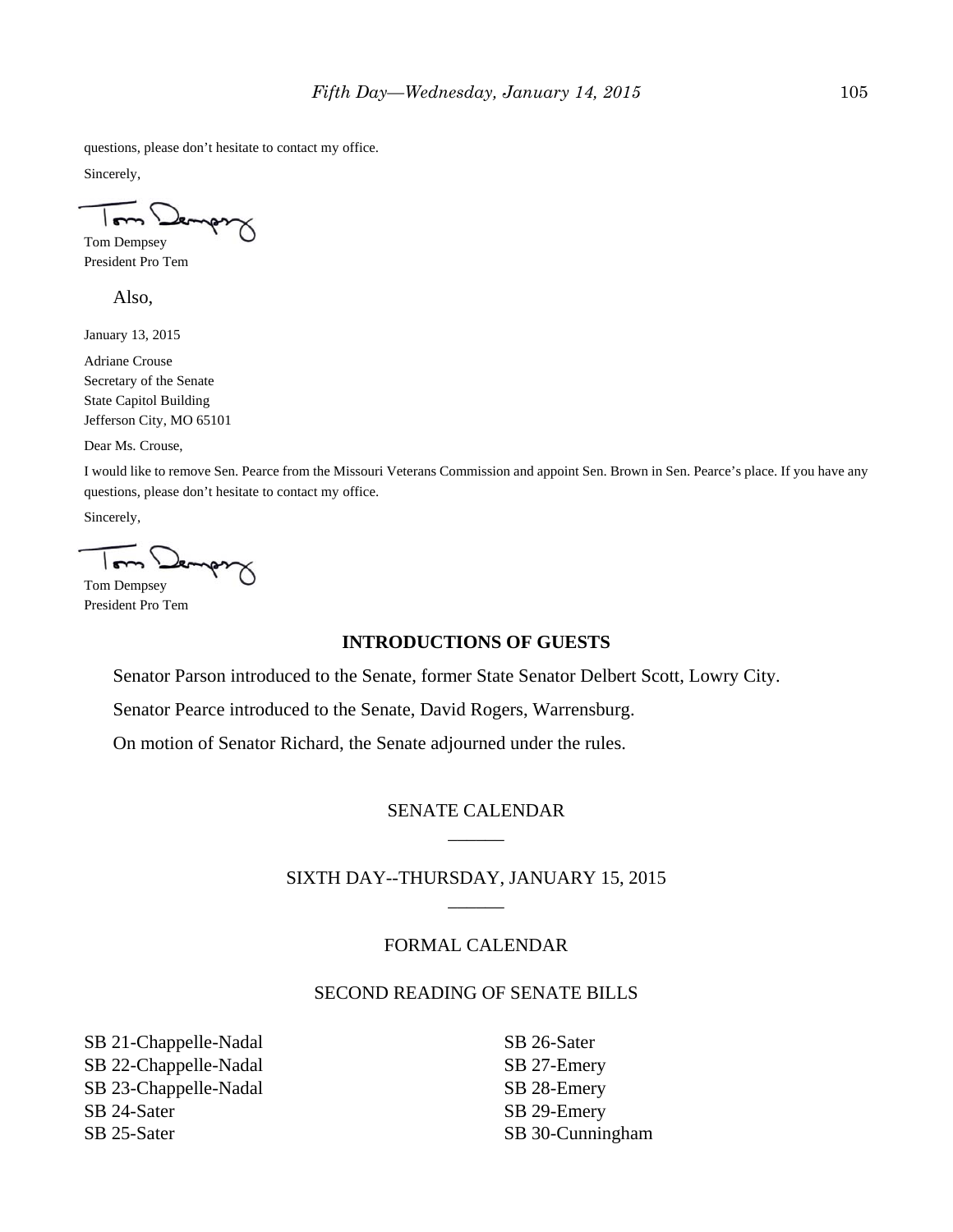questions, please don't hesitate to contact my office.

Sincerely,

Tom Dempsey
President Pro Tem

Also,

January 13, 2015

Adriane Crouse
Secretary of the Senate
State Capitol Building
Jefferson City, MO 65101

Dear Ms. Crouse,

I would like to remove Sen. Pearce from the Missouri Veterans Commission and appoint Sen. Brown in Sen. Pearce's place. If you have any questions, please don't hesitate to contact my office.

Sincerely,

Tom Dempsey
President Pro Tem

## INTRODUCTIONS OF GUESTS

Senator Parson introduced to the Senate, former State Senator Delbert Scott, Lowry City.

Senator Pearce introduced to the Senate, David Rogers, Warrensburg.

On motion of Senator Richard, the Senate adjourned under the rules.

## SENATE CALENDAR

______

## SIXTH DAY--THURSDAY, JANUARY 15, 2015

______

## FORMAL CALENDAR

## SECOND READING OF SENATE BILLS

SB 21-Chappelle-Nadal
SB 22-Chappelle-Nadal
SB 23-Chappelle-Nadal
SB 24-Sater
SB 25-Sater
SB 26-Sater
SB 27-Emery
SB 28-Emery
SB 29-Emery
SB 30-Cunningham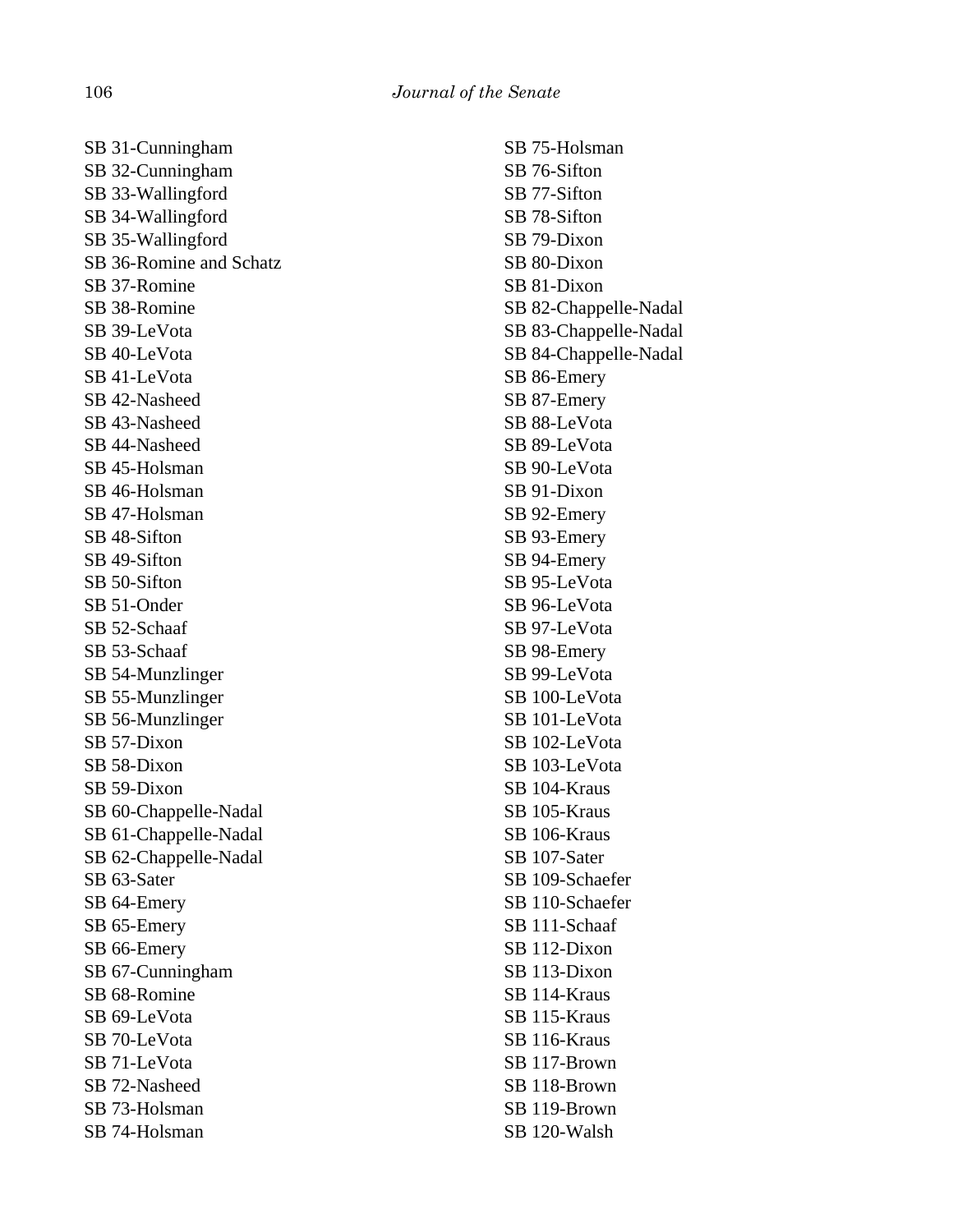SB 31-Cunningham
SB 32-Cunningham
SB 33-Wallingford
SB 34-Wallingford
SB 35-Wallingford
SB 36-Romine and Schatz
SB 37-Romine
SB 38-Romine
SB 39-LeVota
SB 40-LeVota
SB 41-LeVota
SB 42-Nasheed
SB 43-Nasheed
SB 44-Nasheed
SB 45-Holsman
SB 46-Holsman
SB 47-Holsman
SB 48-Sifton
SB 49-Sifton
SB 50-Sifton
SB 51-Onder
SB 52-Schaaf
SB 53-Schaaf
SB 54-Munzlinger
SB 55-Munzlinger
SB 56-Munzlinger
SB 57-Dixon
SB 58-Dixon
SB 59-Dixon
SB 60-Chappelle-Nadal
SB 61-Chappelle-Nadal
SB 62-Chappelle-Nadal
SB 63-Sater
SB 64-Emery
SB 65-Emery
SB 66-Emery
SB 67-Cunningham
SB 68-Romine
SB 69-LeVota
SB 70-LeVota
SB 71-LeVota
SB 72-Nasheed
SB 73-Holsman
SB 74-Holsman
SB 75-Holsman
SB 76-Sifton
SB 77-Sifton
SB 78-Sifton
SB 79-Dixon
SB 80-Dixon
SB 81-Dixon
SB 82-Chappelle-Nadal
SB 83-Chappelle-Nadal
SB 84-Chappelle-Nadal
SB 86-Emery
SB 87-Emery
SB 88-LeVota
SB 89-LeVota
SB 90-LeVota
SB 91-Dixon
SB 92-Emery
SB 93-Emery
SB 94-Emery
SB 95-LeVota
SB 96-LeVota
SB 97-LeVota
SB 98-Emery
SB 99-LeVota
SB 100-LeVota
SB 101-LeVota
SB 102-LeVota
SB 103-LeVota
SB 104-Kraus
SB 105-Kraus
SB 106-Kraus
SB 107-Sater
SB 109-Schaefer
SB 110-Schaefer
SB 111-Schaaf
SB 112-Dixon
SB 113-Dixon
SB 114-Kraus
SB 115-Kraus
SB 116-Kraus
SB 117-Brown
SB 118-Brown
SB 119-Brown
SB 120-Walsh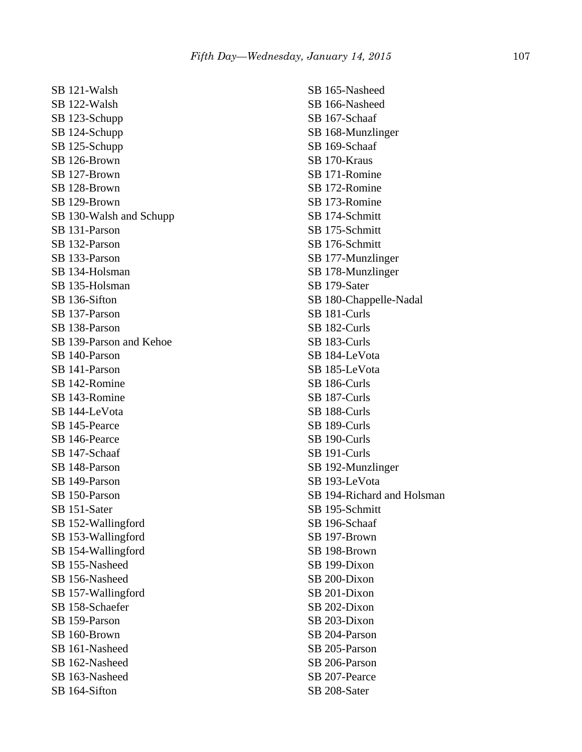SB 121-Walsh
SB 122-Walsh
SB 123-Schupp
SB 124-Schupp
SB 125-Schupp
SB 126-Brown
SB 127-Brown
SB 128-Brown
SB 129-Brown
SB 130-Walsh and Schupp
SB 131-Parson
SB 132-Parson
SB 133-Parson
SB 134-Holsman
SB 135-Holsman
SB 136-Sifton
SB 137-Parson
SB 138-Parson
SB 139-Parson and Kehoe
SB 140-Parson
SB 141-Parson
SB 142-Romine
SB 143-Romine
SB 144-LeVota
SB 145-Pearce
SB 146-Pearce
SB 147-Schaaf
SB 148-Parson
SB 149-Parson
SB 150-Parson
SB 151-Sater
SB 152-Wallingford
SB 153-Wallingford
SB 154-Wallingford
SB 155-Nasheed
SB 156-Nasheed
SB 157-Wallingford
SB 158-Schaefer
SB 159-Parson
SB 160-Brown
SB 161-Nasheed
SB 162-Nasheed
SB 163-Nasheed
SB 164-Sifton
SB 165-Nasheed
SB 166-Nasheed
SB 167-Schaaf
SB 168-Munzlinger
SB 169-Schaaf
SB 170-Kraus
SB 171-Romine
SB 172-Romine
SB 173-Romine
SB 174-Schmitt
SB 175-Schmitt
SB 176-Schmitt
SB 177-Munzlinger
SB 178-Munzlinger
SB 179-Sater
SB 180-Chappelle-Nadal
SB 181-Curls
SB 182-Curls
SB 183-Curls
SB 184-LeVota
SB 185-LeVota
SB 186-Curls
SB 187-Curls
SB 188-Curls
SB 189-Curls
SB 190-Curls
SB 191-Curls
SB 192-Munzlinger
SB 193-LeVota
SB 194-Richard and Holsman
SB 195-Schmitt
SB 196-Schaaf
SB 197-Brown
SB 198-Brown
SB 199-Dixon
SB 200-Dixon
SB 201-Dixon
SB 202-Dixon
SB 203-Dixon
SB 204-Parson
SB 205-Parson
SB 206-Parson
SB 207-Pearce
SB 208-Sater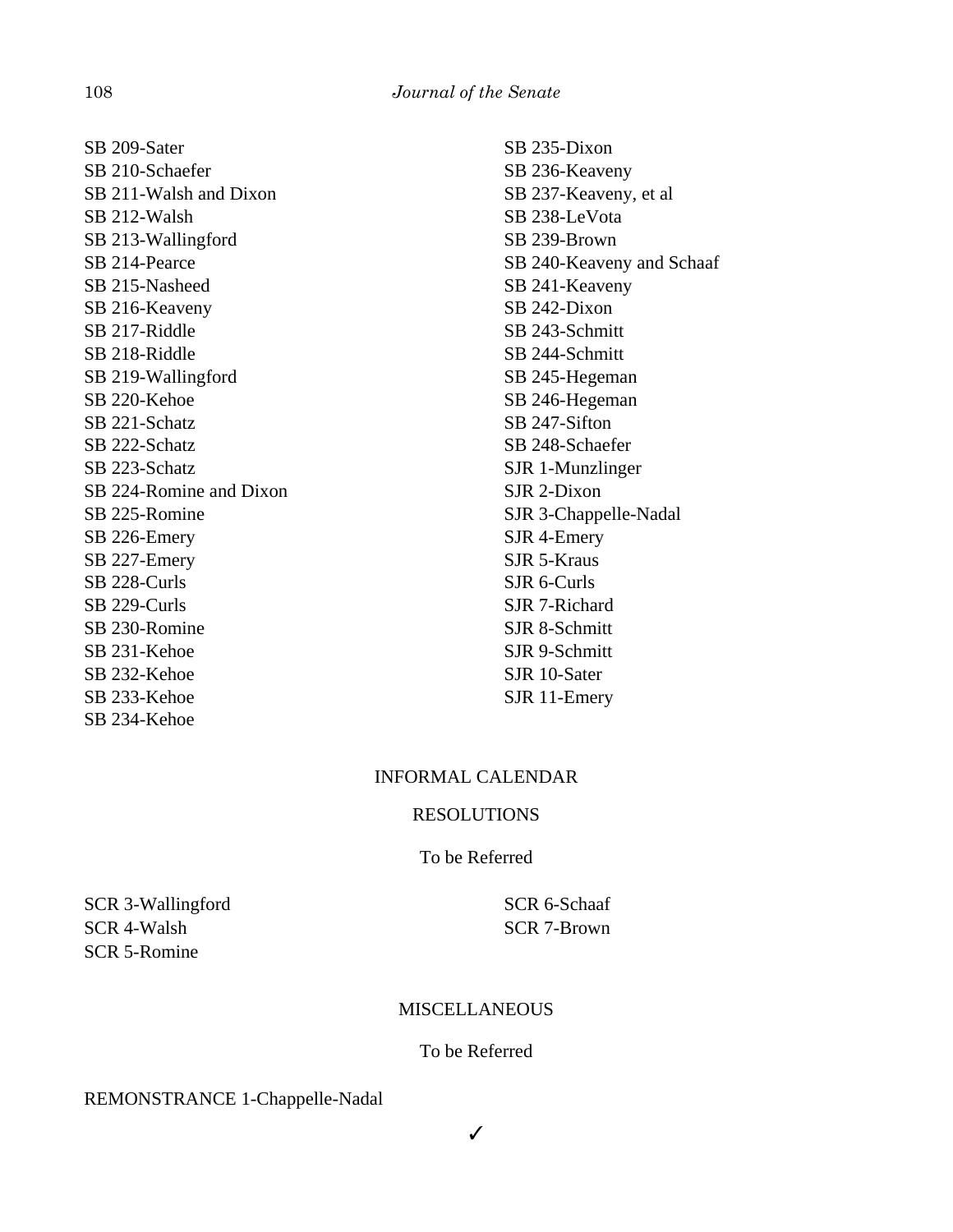SB 209-Sater
SB 210-Schaefer
SB 211-Walsh and Dixon
SB 212-Walsh
SB 213-Wallingford
SB 214-Pearce
SB 215-Nasheed
SB 216-Keaveny
SB 217-Riddle
SB 218-Riddle
SB 219-Wallingford
SB 220-Kehoe
SB 221-Schatz
SB 222-Schatz
SB 223-Schatz
SB 224-Romine and Dixon
SB 225-Romine
SB 226-Emery
SB 227-Emery
SB 228-Curls
SB 229-Curls
SB 230-Romine
SB 231-Kehoe
SB 232-Kehoe
SB 233-Kehoe
SB 234-Kehoe
SB 235-Dixon
SB 236-Keaveny
SB 237-Keaveny, et al
SB 238-LeVota
SB 239-Brown
SB 240-Keaveny and Schaaf
SB 241-Keaveny
SB 242-Dixon
SB 243-Schmitt
SB 244-Schmitt
SB 245-Hegeman
SB 246-Hegeman
SB 247-Sifton
SB 248-Schaefer
SJR 1-Munzlinger
SJR 2-Dixon
SJR 3-Chappelle-Nadal
SJR 4-Emery
SJR 5-Kraus
SJR 6-Curls
SJR 7-Richard
SJR 8-Schmitt
SJR 9-Schmitt
SJR 10-Sater
SJR 11-Emery

## INFORMAL CALENDAR

### RESOLUTIONS

To be Referred

SCR 3-Wallingford
SCR 4-Walsh
SCR 5-Romine
SCR 6-Schaaf
SCR 7-Brown

### MISCELLANEOUS

To be Referred

REMONSTRANCE 1-Chappelle-Nadal

✓